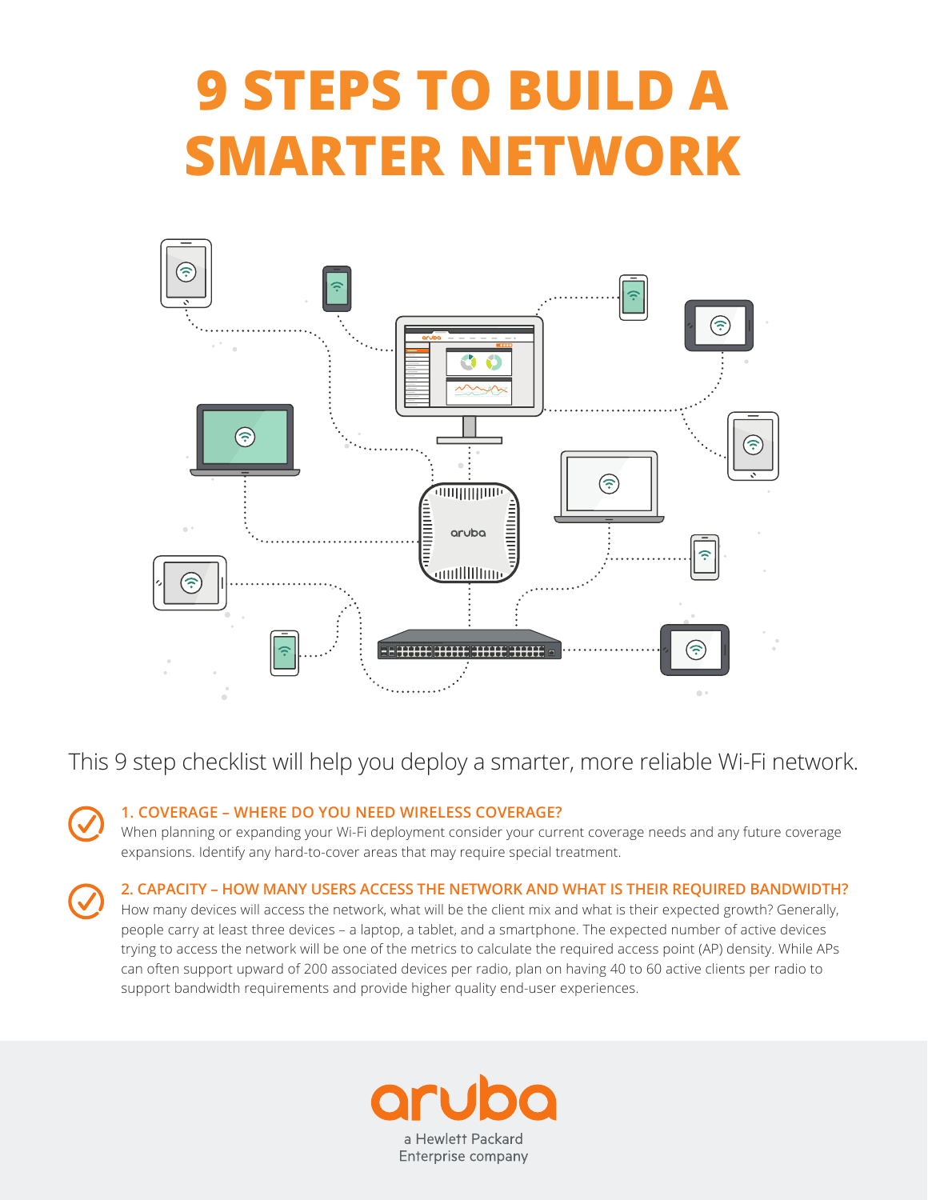# 9 STEPS TO BUILD A SMARTER NETWORK

This 9 step checklist will help you deploy a smarter, more reliable Wi-Fi network.

### 1. COVERAGE – WHERE DO YOU NEED WIRELESS COVERAGE?

When planning or expanding your Wi-Fi deployment consider your current coverage needs and any future coverage expansions. Identify any hard-to-cover areas that may require special treatment.

### 2. CAPACITY – HOW MANY USERS ACCESS THE NETWORK AND WHAT IS THEIR REQUIRED BANDWIDTH?

How many devices will access the network, what will be the client mix and what is their expected growth? Generally, people carry at least three devices – a laptop, a tablet, and a smartphone. The expected number of active devices trying to access the network will be one of the metrics to calculate the required access point (AP) density. While APs can often support upward of 200 associated devices per radio, plan on having 40 to 60 active clients per radio to support bandwidth requirements and provide higher quality end-user experiences.

aruba

a Hewlett Packard Enterprise company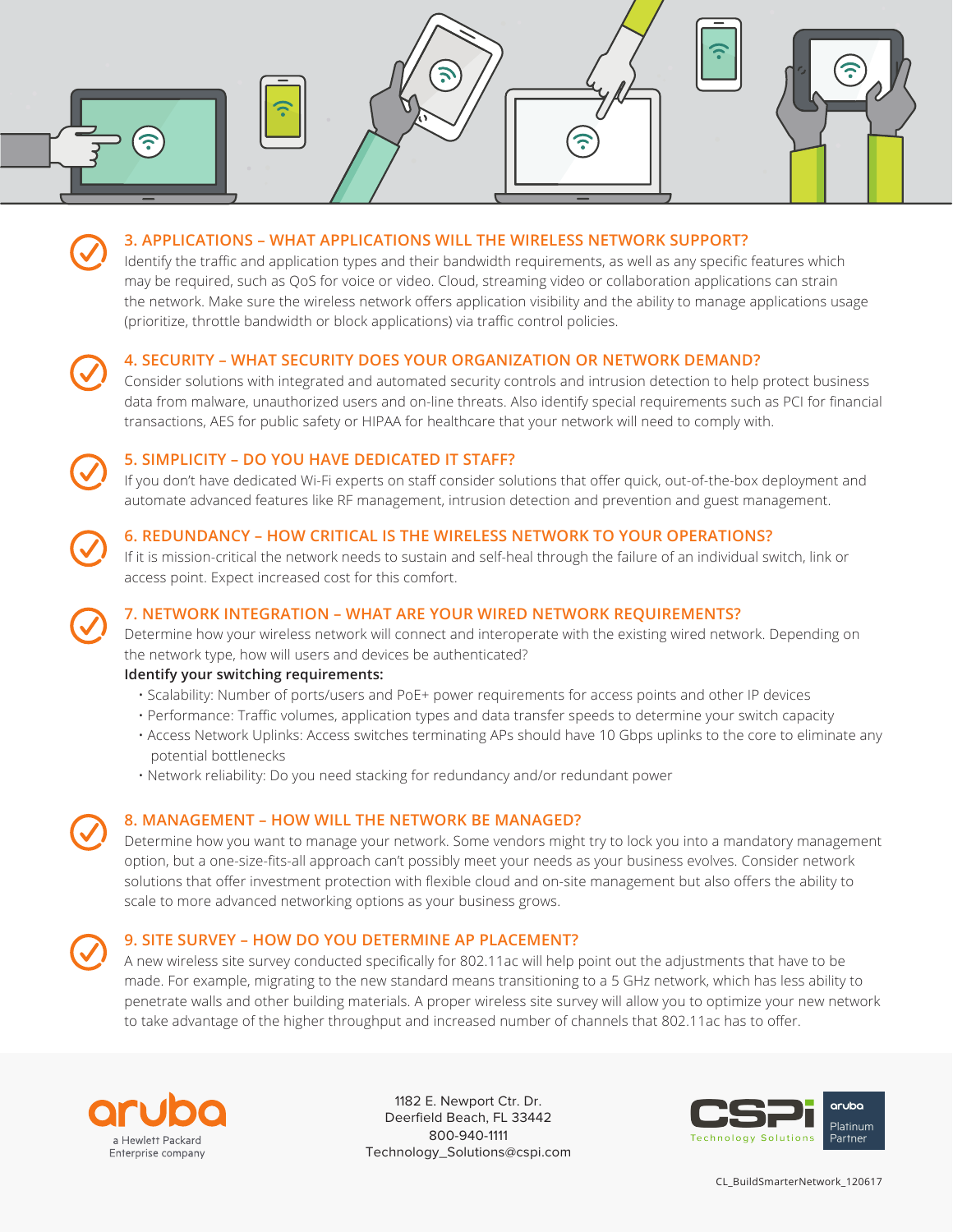### 3. APPLICATIONS – WHAT APPLICATIONS WILL THE WIRELESS NETWORK SUPPORT?

Identify the traffic and application types and their bandwidth requirements, as well as any specific features which may be required, such as QoS for voice or video. Cloud, streaming video or collaboration applications can strain the network. Make sure the wireless network offers application visibility and the ability to manage applications usage (prioritize, throttle bandwidth or block applications) via traffic control policies.

### 4. SECURITY – WHAT SECURITY DOES YOUR ORGANIZATION OR NETWORK DEMAND?

Consider solutions with integrated and automated security controls and intrusion detection to help protect business data from malware, unauthorized users and on-line threats. Also identify special requirements such as PCI for financial transactions, AES for public safety or HIPAA for healthcare that your network will need to comply with.

### 5. SIMPLICITY – DO YOU HAVE DEDICATED IT STAFF?

If you don't have dedicated Wi-Fi experts on staff consider solutions that offer quick, out-of-the-box deployment and automate advanced features like RF management, intrusion detection and prevention and guest management.

### 6. REDUNDANCY – HOW CRITICAL IS THE WIRELESS NETWORK TO YOUR OPERATIONS?

If it is mission-critical the network needs to sustain and self-heal through the failure of an individual switch, link or access point. Expect increased cost for this comfort.

### 7. NETWORK INTEGRATION – WHAT ARE YOUR WIRED NETWORK REQUIREMENTS?

Determine how your wireless network will connect and interoperate with the existing wired network. Depending on the network type, how will users and devices be authenticated?

**Identify your switching requirements:**

- Scalability: Number of ports/users and PoE+ power requirements for access points and other IP devices
- Performance: Traffic volumes, application types and data transfer speeds to determine your switch capacity
- Access Network Uplinks: Access switches terminating APs should have 10 Gbps uplinks to the core to eliminate any potential bottlenecks
- Network reliability: Do you need stacking for redundancy and/or redundant power

### 8. MANAGEMENT – HOW WILL THE NETWORK BE MANAGED?

Determine how you want to manage your network. Some vendors might try to lock you into a mandatory management option, but a one-size-fits-all approach can't possibly meet your needs as your business evolves. Consider network solutions that offer investment protection with flexible cloud and on-site management but also offers the ability to scale to more advanced networking options as your business grows.

### 9. SITE SURVEY – HOW DO YOU DETERMINE AP PLACEMENT?

A new wireless site survey conducted specifically for 802.11ac will help point out the adjustments that have to be made. For example, migrating to the new standard means transitioning to a 5 GHz network, which has less ability to penetrate walls and other building materials. A proper wireless site survey will allow you to optimize your new network to take advantage of the higher throughput and increased number of channels that 802.11ac has to offer.

aruba
a Hewlett Packard Enterprise company

1182 E. Newport Ctr. Dr.
Deerfield Beach, FL 33442
800-940-1111
Technology_Solutions@cspi.com

CSPi Technology Solutions
aruba Platinum Partner

CL_BuildSmarterNetwork_120617